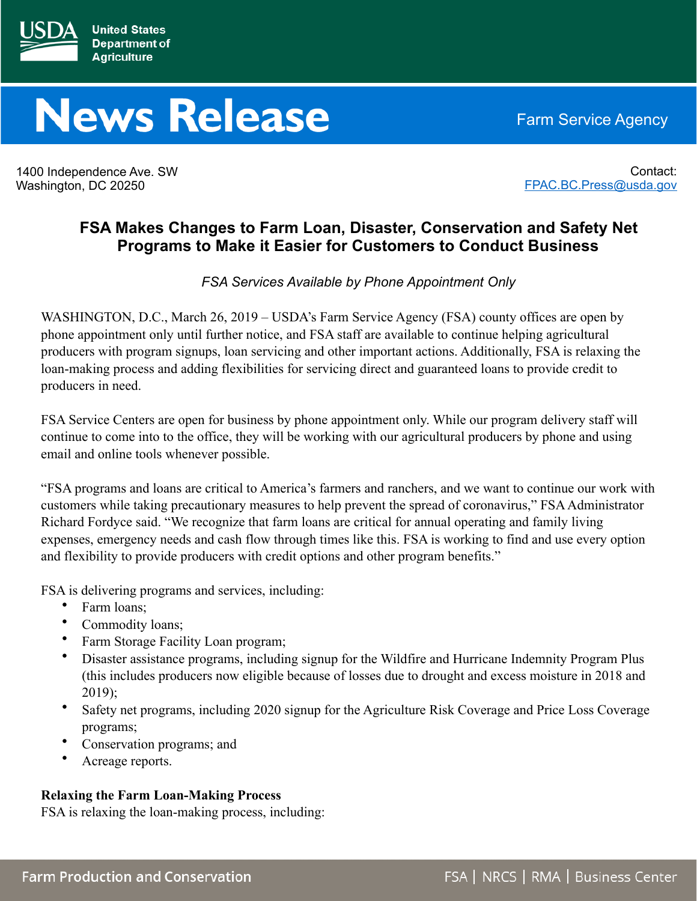United States Department of Agriculture

# News Release

Farm Service Agency

1400 Independence Ave. SW
Washington, DC 20250

Contact:
FPAC.BC.Press@usda.gov

## FSA Makes Changes to Farm Loan, Disaster, Conservation and Safety Net Programs to Make it Easier for Customers to Conduct Business

*FSA Services Available by Phone Appointment Only*

WASHINGTON, D.C., March 26, 2019 – USDA's Farm Service Agency (FSA) county offices are open by phone appointment only until further notice, and FSA staff are available to continue helping agricultural producers with program signups, loan servicing and other important actions. Additionally, FSA is relaxing the loan-making process and adding flexibilities for servicing direct and guaranteed loans to provide credit to producers in need.

FSA Service Centers are open for business by phone appointment only. While our program delivery staff will continue to come into to the office, they will be working with our agricultural producers by phone and using email and online tools whenever possible.

"FSA programs and loans are critical to America's farmers and ranchers, and we want to continue our work with customers while taking precautionary measures to help prevent the spread of coronavirus," FSA Administrator Richard Fordyce said. "We recognize that farm loans are critical for annual operating and family living expenses, emergency needs and cash flow through times like this. FSA is working to find and use every option and flexibility to provide producers with credit options and other program benefits."

FSA is delivering programs and services, including:

- Farm loans;
- Commodity loans;
- Farm Storage Facility Loan program;
- Disaster assistance programs, including signup for the Wildfire and Hurricane Indemnity Program Plus (this includes producers now eligible because of losses due to drought and excess moisture in 2018 and 2019);
- Safety net programs, including 2020 signup for the Agriculture Risk Coverage and Price Loss Coverage programs;
- Conservation programs; and
- Acreage reports.

**Relaxing the Farm Loan-Making Process**
FSA is relaxing the loan-making process, including: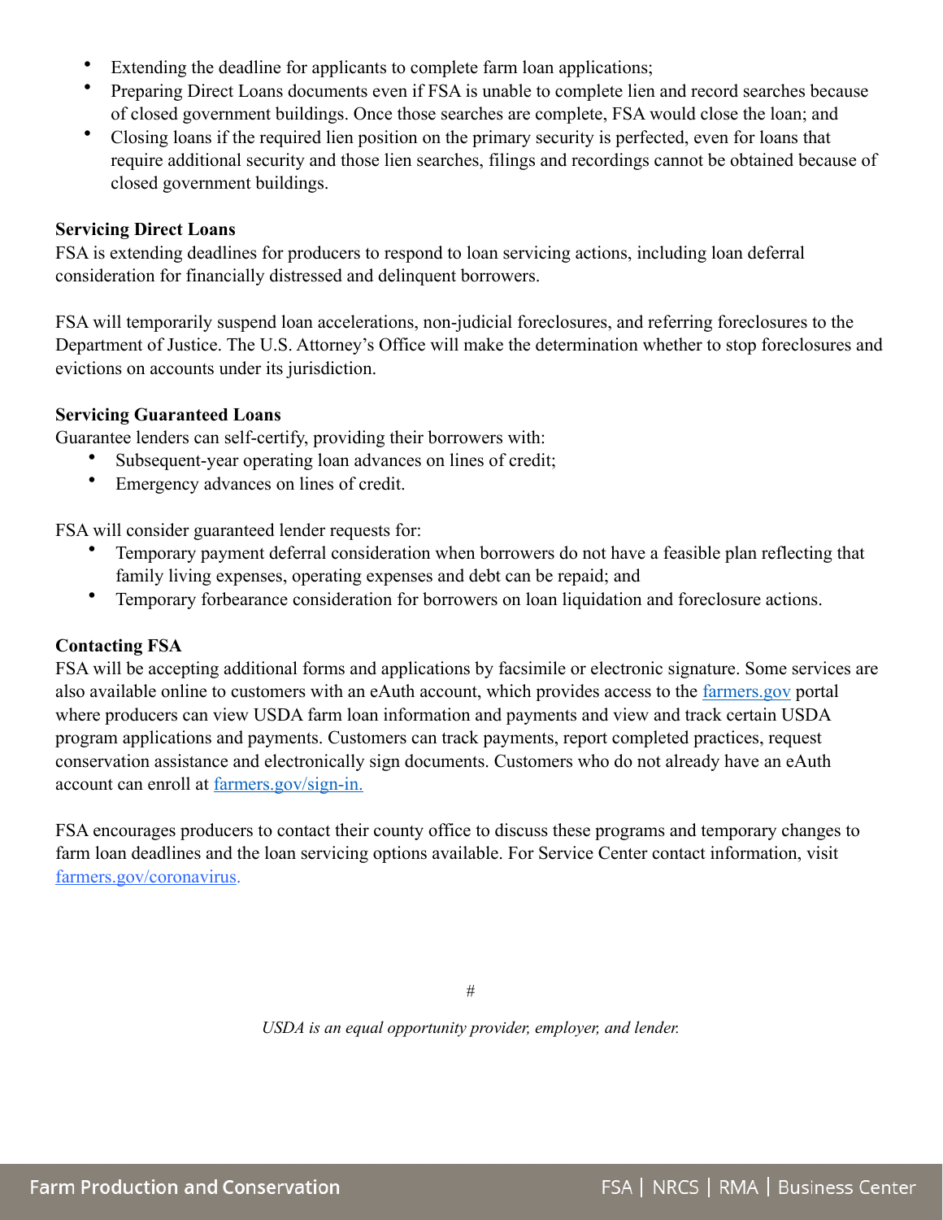- Extending the deadline for applicants to complete farm loan applications;
- Preparing Direct Loans documents even if FSA is unable to complete lien and record searches because of closed government buildings. Once those searches are complete, FSA would close the loan; and
- Closing loans if the required lien position on the primary security is perfected, even for loans that require additional security and those lien searches, filings and recordings cannot be obtained because of closed government buildings.

**Servicing Direct Loans**

FSA is extending deadlines for producers to respond to loan servicing actions, including loan deferral consideration for financially distressed and delinquent borrowers.

FSA will temporarily suspend loan accelerations, non-judicial foreclosures, and referring foreclosures to the Department of Justice. The U.S. Attorney's Office will make the determination whether to stop foreclosures and evictions on accounts under its jurisdiction.

**Servicing Guaranteed Loans**

Guarantee lenders can self-certify, providing their borrowers with:

- Subsequent-year operating loan advances on lines of credit;
- Emergency advances on lines of credit.

FSA will consider guaranteed lender requests for:

- Temporary payment deferral consideration when borrowers do not have a feasible plan reflecting that family living expenses, operating expenses and debt can be repaid; and
- Temporary forbearance consideration for borrowers on loan liquidation and foreclosure actions.

**Contacting FSA**

FSA will be accepting additional forms and applications by facsimile or electronic signature. Some services are also available online to customers with an eAuth account, which provides access to the [farmers.gov](farmers.gov) portal where producers can view USDA farm loan information and payments and view and track certain USDA program applications and payments. Customers can track payments, report completed practices, request conservation assistance and electronically sign documents. Customers who do not already have an eAuth account can enroll at [farmers.gov/sign-in.](farmers.gov/sign-in)

FSA encourages producers to contact their county office to discuss these programs and temporary changes to farm loan deadlines and the loan servicing options available. For Service Center contact information, visit [farmers.gov/coronavirus.](farmers.gov/coronavirus)

#

*USDA is an equal opportunity provider, employer, and lender.*